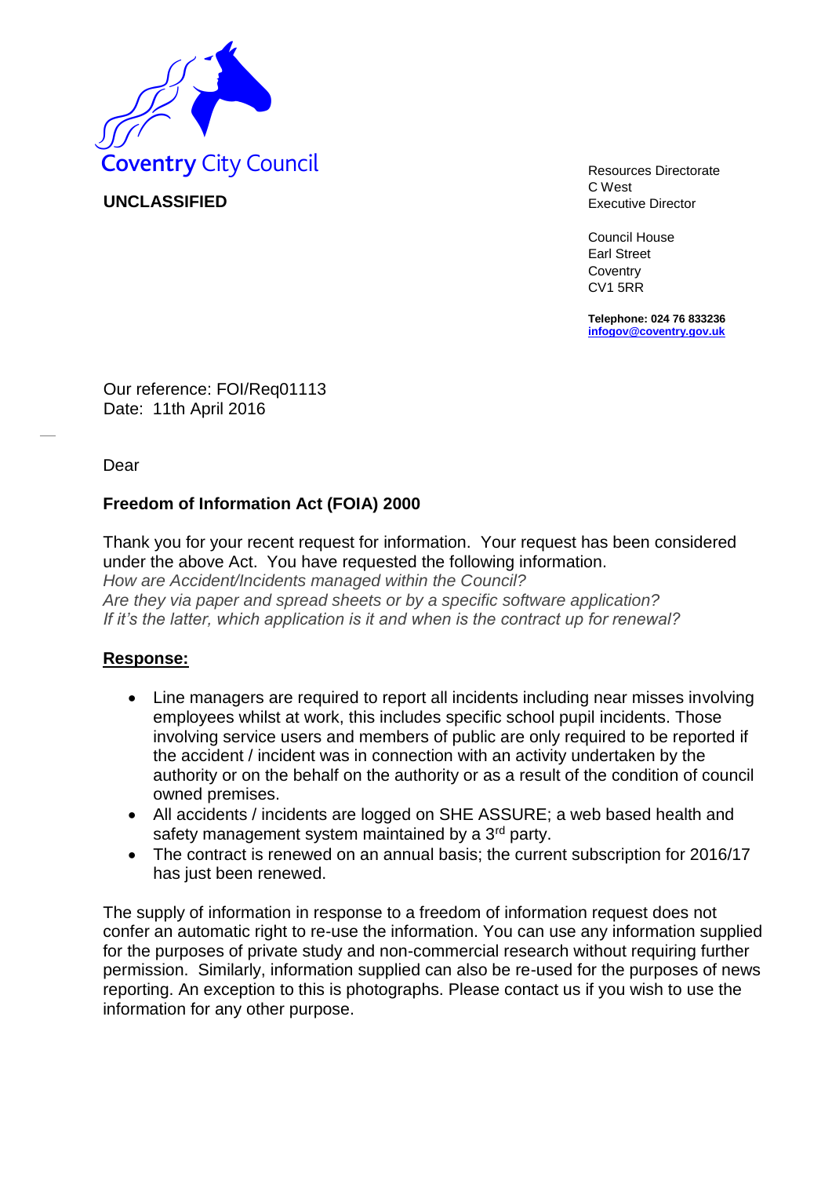Coventry City Council

**UNCLASSIFIED**

Resources Directorate
C West
Executive Director

Council House
Earl Street
Coventry
CV1 5RR

**Telephone: 024 76 833236**
**infogov@coventry.gov.uk**

Our reference: FOI/Req01113
Date: 11th April 2016

Dear

**Freedom of Information Act (FOIA) 2000**

Thank you for your recent request for information. Your request has been considered under the above Act. You have requested the following information.
*How are Accident/Incidents managed within the Council?*
*Are they via paper and spread sheets or by a specific software application?*
*If it's the latter, which application is it and when is the contract up for renewal?*

**Response:**

- Line managers are required to report all incidents including near misses involving employees whilst at work, this includes specific school pupil incidents. Those involving service users and members of public are only required to be reported if the accident / incident was in connection with an activity undertaken by the authority or on the behalf on the authority or as a result of the condition of council owned premises.
- All accidents / incidents are logged on SHE ASSURE; a web based health and safety management system maintained by a 3rd party.
- The contract is renewed on an annual basis; the current subscription for 2016/17 has just been renewed.

The supply of information in response to a freedom of information request does not confer an automatic right to re-use the information. You can use any information supplied for the purposes of private study and non-commercial research without requiring further permission. Similarly, information supplied can also be re-used for the purposes of news reporting. An exception to this is photographs. Please contact us if you wish to use the information for any other purpose.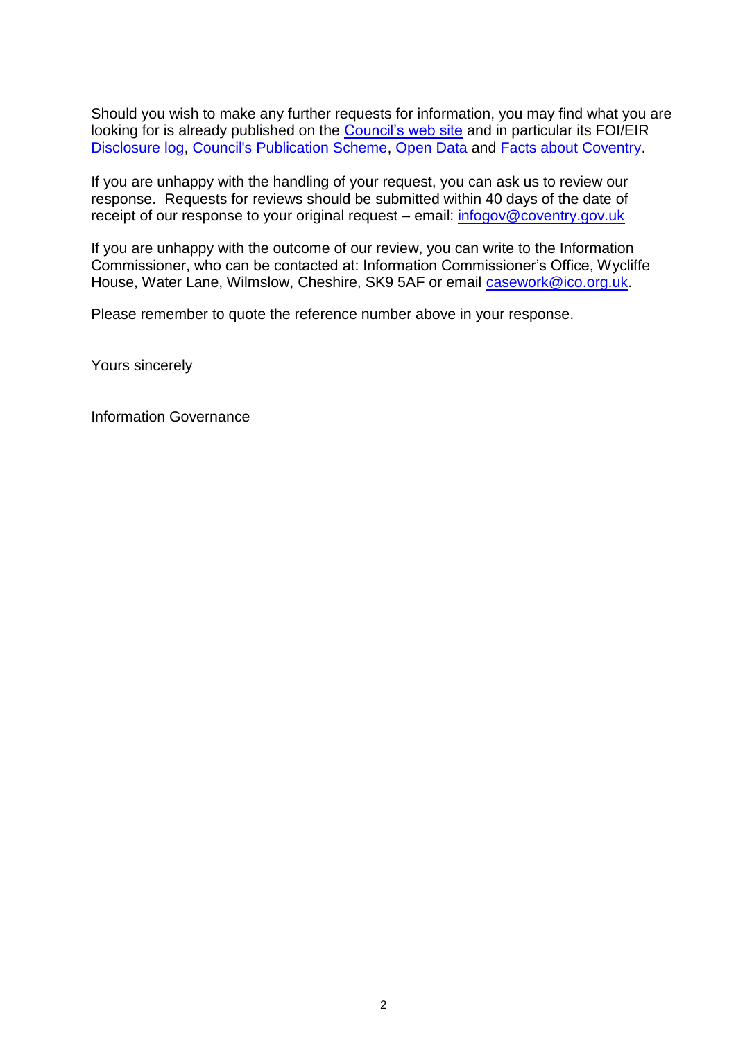Should you wish to make any further requests for information, you may find what you are looking for is already published on the Council's web site and in particular its FOI/EIR Disclosure log, Council's Publication Scheme, Open Data and Facts about Coventry.

If you are unhappy with the handling of your request, you can ask us to review our response. Requests for reviews should be submitted within 40 days of the date of receipt of our response to your original request – email: infogov@coventry.gov.uk

If you are unhappy with the outcome of our review, you can write to the Information Commissioner, who can be contacted at: Information Commissioner's Office, Wycliffe House, Water Lane, Wilmslow, Cheshire, SK9 5AF or email casework@ico.org.uk.

Please remember to quote the reference number above in your response.

Yours sincerely

Information Governance